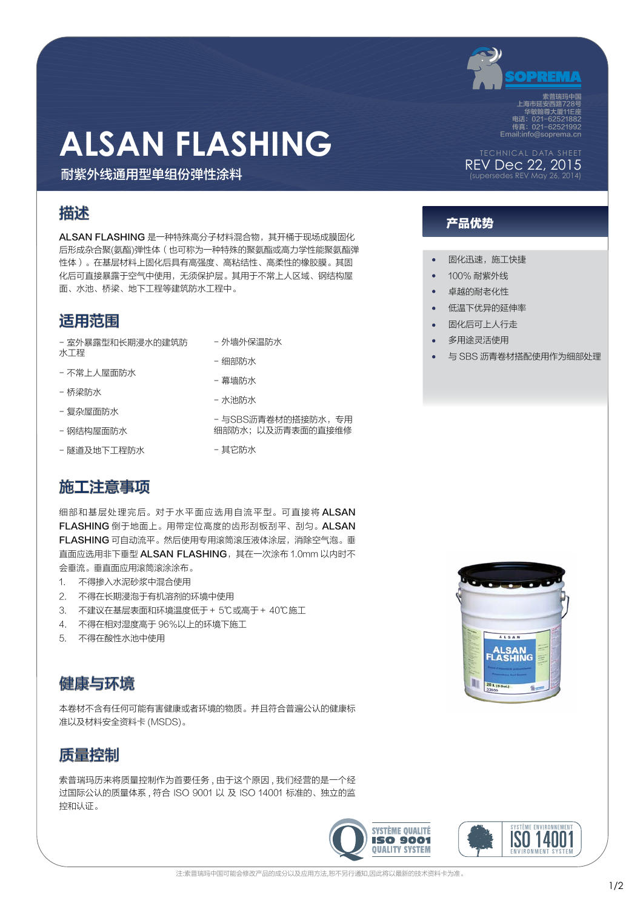# ALSAN FLASHING

## 耐紫外线通用型单组份弹性涂料

索普瑞玛中国
上海市延安西路728号
华敏翰尊大厦11E座
电话：021-62521882
传真：021-62521992
Email:info@soprema.cn

TECHNICAL DATA SHEET
REV Dec 22, 2015
(supersedes REV May 26, 2014)

## 描述

ALSAN FLASHING 是一种特殊高分子材料混合物，其开桶于现场成膜固化后形成杂合聚(氨酯)弹性体（也可称为一种特殊的聚氨酯或高力学性能聚氨酯弹性体）。在基层材料上固化后具有高强度、高粘结性、高柔性的橡胶膜。其固化后可直接暴露于空气中使用，无须保护层。其用于不常上人区域、钢结构屋面、水池、桥梁、地下工程等建筑防水工程中。

## 适用范围

- 室外暴露型和长期浸水的建筑防水工程
- 不常上人屋面防水
- 桥梁防水
- 复杂屋面防水
- 钢结构屋面防水
- 隧道及地下工程防水
- 外墙外保温防水
- 细部防水
- 幕墙防水
- 水池防水
- 与SBS沥青卷材的搭接防水，专用细部防水；以及沥青表面的直接维修
- 其它防水

## 施工注意事项

细部和基层处理完后。对于水平面应选用自流平型。可直接将 ALSAN FLASHING 倒于地面上。用带定位高度的齿形刮板刮平、刮匀。ALSAN FLASHING 可自动流平。然后使用专用滚筒滚压液体涂层，消除空气泡。垂直面应选用非下垂型 ALSAN FLASHING，其在一次涂布 1.0mm 以内时不会垂流。垂直面应用滚筒滚涂涂布。

1. 不得掺入水泥砂浆中混合使用
2. 不得在长期浸泡于有机溶剂的环境中使用
3. 不建议在基层表面和环境温度低于 + 5℃或高于 + 40℃施工
4. 不得在相对湿度高于 96%以上的环境下施工
5. 不得在酸性水池中使用

## 健康与环境

本卷材不含有任何可能有害健康或者环境的物质。并且符合普遍公认的健康标准以及材料安全资料卡 (MSDS)。

## 质量控制

索普瑞玛历来将质量控制作为首要任务，由于这个原因，我们经营的是一个经过国际公认的质量体系，符合 ISO 9001 以 及 ISO 14001 标准的、独立的监控和认证。

## 产品优势

- 固化迅速，施工快捷
- 100% 耐紫外线
- 卓越的耐老化性
- 低温下优异的延伸率
- 固化后可上人行走
- 多用途灵活使用
- 与 SBS 沥青卷材搭配使用作为细部处理

注:索普瑞玛中国可能会修改产品的成分以及应用方法,恕不另行通知,因此将以最新的技术资料卡为准。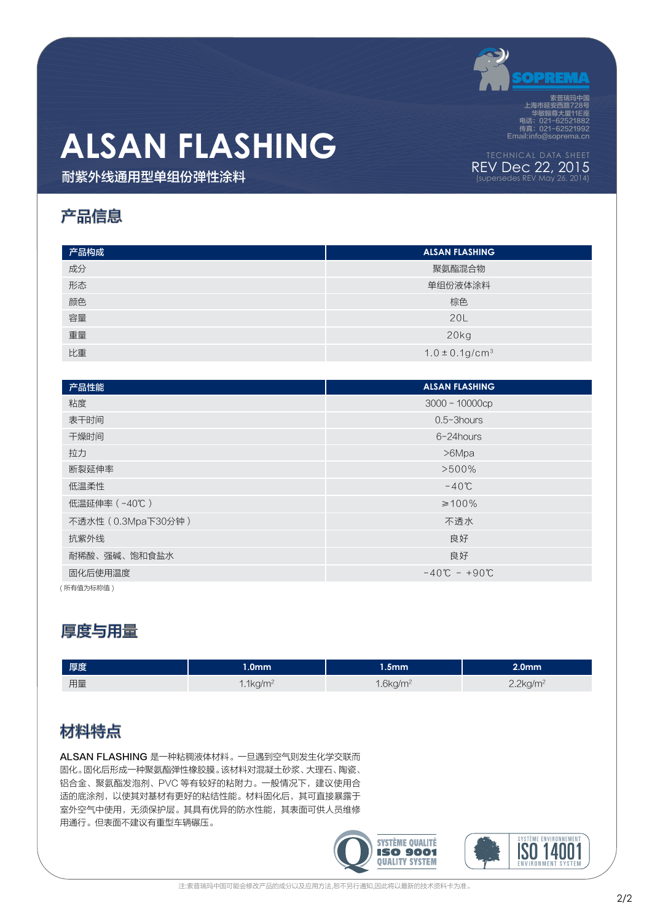# ALSAN FLASHING

耐紫外线通用型单组份弹性涂料

SOPREMA

索普瑞玛中国
上海市延安西路728号
华敏翰尊大厦11E座
电话：021-62521882
传真：021-62521992
Email:info@soprema.cn

TECHNICAL DATA SHEET
REV Dec 22, 2015
(supersedes REV May 26, 2014)

## 产品信息

| 产品构成 | ALSAN FLASHING |
|---|---|
| 成分 | 聚氨酯混合物 |
| 形态 | 单组份液体涂料 |
| 颜色 | 棕色 |
| 容量 | 20L |
| 重量 | 20kg |
| 比重 | 1.0±0.1g/cm$^3$ |

| 产品性能 | ALSAN FLASHING |
|---|---|
| 粘度 | 3000 - 10000cp |
| 表干时间 | 0.5-3hours |
| 干燥时间 | 6-24hours |
| 拉力 | >6Mpa |
| 断裂延伸率 | >500% |
| 低温柔性 | -40℃ |
| 低温延伸率（-40℃） | ≥100% |
| 不透水性（0.3Mpa下30分钟） | 不透水 |
| 抗紫外线 | 良好 |
| 耐稀酸、强碱、饱和食盐水 | 良好 |
| 固化后使用温度 | -40℃ - +90℃ |

（所有值为标称值）

## 厚度与用量

| 厚度 | 1.0mm | 1.5mm | 2.0mm |
|---|---|---|---|
| 用量 | 1.1kg/m$^2$ | 1.6kg/m$^2$ | 2.2kg/m$^2$ |

## 材料特点

ALSAN FLASHING 是一种粘稠液体材料。一旦遇到空气则发生化学交联而固化。固化后形成一种聚氨酯弹性橡胶膜。该材料对混凝土砂浆、大理石、陶瓷、铝合金、聚氨酯发泡剂、PVC 等有较好的粘附力。一般情况下，建议使用合适的底涂剂，以使其对基材有更好的粘结性能。材料固化后，其可直接暴露于室外空气中使用，无须保护层。其具有优异的防水性能，其表面可供人员维修用通行。但其表面不建议有重型车辆碾压。

SYSTÈME QUALITÉ ISO 9001 QUALITY SYSTEM

SYSTÈME ENVIRONNEMENT ISO 14001 ENVIRONMENT SYSTEM

注:索普瑞玛中国可能会修改产品的成分以及应用方法,恕不另行通知,因此将以最新的技术资料卡为准。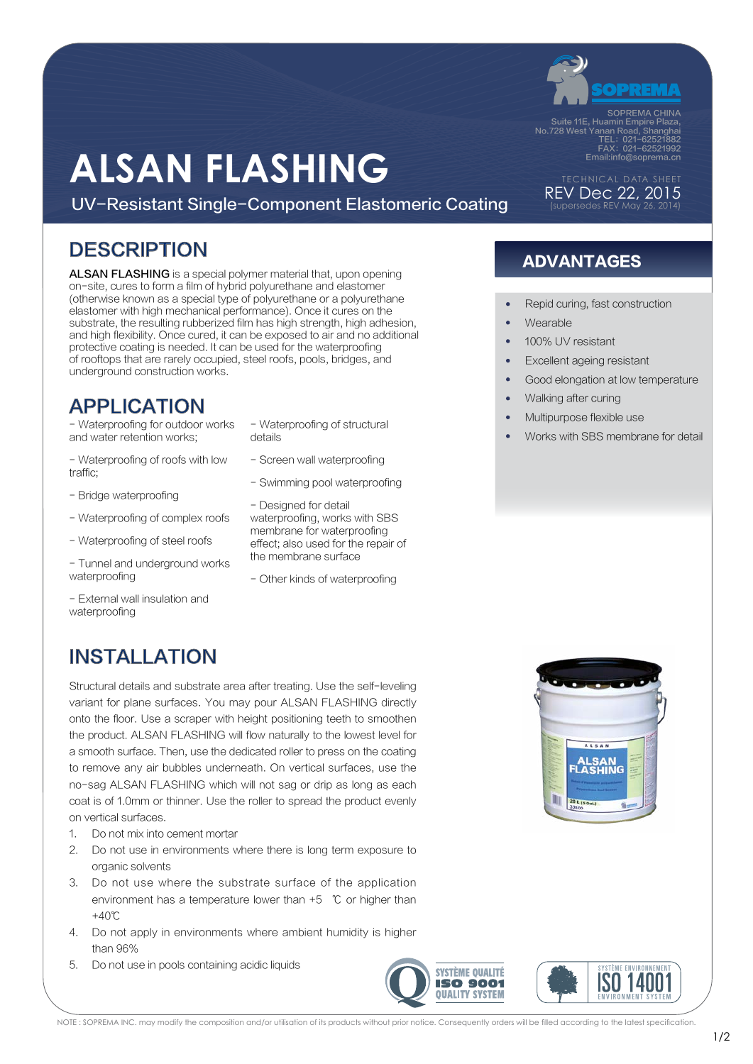# ALSAN FLASHING

UV-Resistant Single-Component Elastomeric Coating

SOPREMA CHINA
Suite 11E, Huamin Empire Plaza,
No.728 West Yanan Road, Shanghai
TEL: 021-62521882
FAX: 021-62521992
Email:info@soprema.cn

TECHNICAL DATA SHEET
REV Dec 22, 2015
(supersedes REV May 26, 2014)

## DESCRIPTION

ALSAN FLASHING is a special polymer material that, upon opening on-site, cures to form a film of hybrid polyurethane and elastomer (otherwise known as a special type of polyurethane or a polyurethane elastomer with high mechanical performance). Once it cures on the substrate, the resulting rubberized film has high strength, high adhesion, and high flexibility. Once cured, it can be exposed to air and no additional protective coating is needed. It can be used for the waterproofing of rooftops that are rarely occupied, steel roofs, pools, bridges, and underground construction works.

## APPLICATION

- Waterproofing for outdoor works and water retention works;
- Waterproofing of roofs with low traffic;
- Bridge waterproofing
- Waterproofing of complex roofs
- Waterproofing of steel roofs
- Tunnel and underground works waterproofing
- External wall insulation and waterproofing
- Waterproofing of structural details
- Screen wall waterproofing
- Swimming pool waterproofing
- Designed for detail waterproofing, works with SBS membrane for waterproofing effect; also used for the repair of the membrane surface
- Other kinds of waterproofing

## ADVANTAGES

- Repid curing, fast construction
- Wearable
- 100% UV resistant
- Excellent ageing resistant
- Good elongation at low temperature
- Walking after curing
- Multipurpose flexible use
- Works with SBS membrane for detail

## INSTALLATION

Structural details and substrate area after treating. Use the self-leveling variant for plane surfaces. You may pour ALSAN FLASHING directly onto the floor. Use a scraper with height positioning teeth to smoothen the product. ALSAN FLASHING will flow naturally to the lowest level for a smooth surface. Then, use the dedicated roller to press on the coating to remove any air bubbles underneath. On vertical surfaces, use the no-sag ALSAN FLASHING which will not sag or drip as long as each coat is of 1.0mm or thinner. Use the roller to spread the product evenly on vertical surfaces.

1. Do not mix into cement mortar
2. Do not use in environments where there is long term exposure to organic solvents
3. Do not use where the substrate surface of the application environment has a temperature lower than +5 ℃ or higher than +40℃
4. Do not apply in environments where ambient humidity is higher than 96%
5. Do not use in pools containing acidic liquids

SYSTÈME QUALITÉ ISO 9001 QUALITY SYSTEM

SYSTÈME ENVIRONNEMENT ISO 14001 ENVIRONMENT SYSTEM

NOTE : SOPREMA INC. may modify the composition and/or utilisation of its products without prior notice. Consequently orders will be filled according to the latest specification.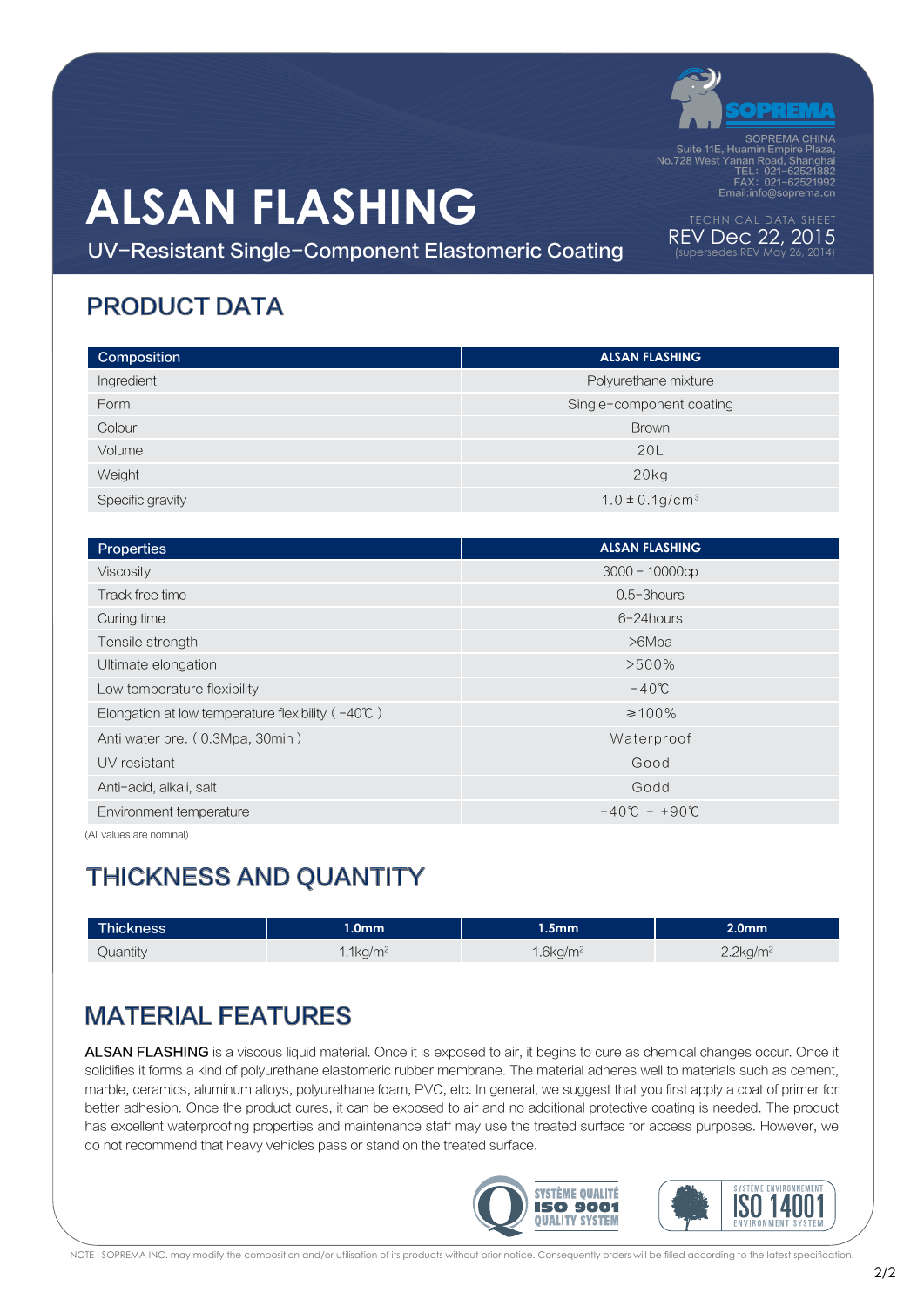SOPREMA CHINA
Suite 11E, Huamin Empire Plaza,
No.728 West Yanan Road, Shanghai
TEL: 021-62521882
FAX: 021-62521992
Email:info@soprema.cn

# ALSAN FLASHING

UV-Resistant Single-Component Elastomeric Coating

TECHNICAL DATA SHEET
REV Dec 22, 2015
(supersedes REV May 26, 2014)

## PRODUCT DATA

| Composition | ALSAN FLASHING |
|---|---|
| Ingredient | Polyurethane mixture |
| Form | Single-component coating |
| Colour | Brown |
| Volume | 20L |
| Weight | 20kg |
| Specific gravity | 1.0 ± 0.1g/cm$^3$ |

| Properties | ALSAN FLASHING |
|---|---|
| Viscosity | 3000 - 10000cp |
| Track free time | 0.5-3hours |
| Curing time | 6-24hours |
| Tensile strength | >6Mpa |
| Ultimate elongation | >500% |
| Low temperature flexibility | -40℃ |
| Elongation at low temperature flexibility (-40℃) | ≥100% |
| Anti water pre. (0.3Mpa, 30min) | Waterproof |
| UV resistant | Good |
| Anti-acid, alkali, salt | Godd |
| Environment temperature | -40℃ - +90℃ |

(All values are nominal)

## THICKNESS AND QUANTITY

| Thickness | 1.0mm | 1.5mm | 2.0mm |
|---|---|---|---|
| Quantity | 1.1kg/m$^2$ | 1.6kg/m$^2$ | 2.2kg/m$^2$ |

## MATERIAL FEATURES

ALSAN FLASHING is a viscous liquid material. Once it is exposed to air, it begins to cure as chemical changes occur. Once it solidifies it forms a kind of polyurethane elastomeric rubber membrane. The material adheres well to materials such as cement, marble, ceramics, aluminum alloys, polyurethane foam, PVC, etc. In general, we suggest that you first apply a coat of primer for better adhesion. Once the product cures, it can be exposed to air and no additional protective coating is needed. The product has excellent waterproofing properties and maintenance staff may use the treated surface for access purposes. However, we do not recommend that heavy vehicles pass or stand on the treated surface.

NOTE : SOPREMA INC. may modify the composition and/or utilisation of its products without prior notice. Consequently orders will be filled according to the latest specification.